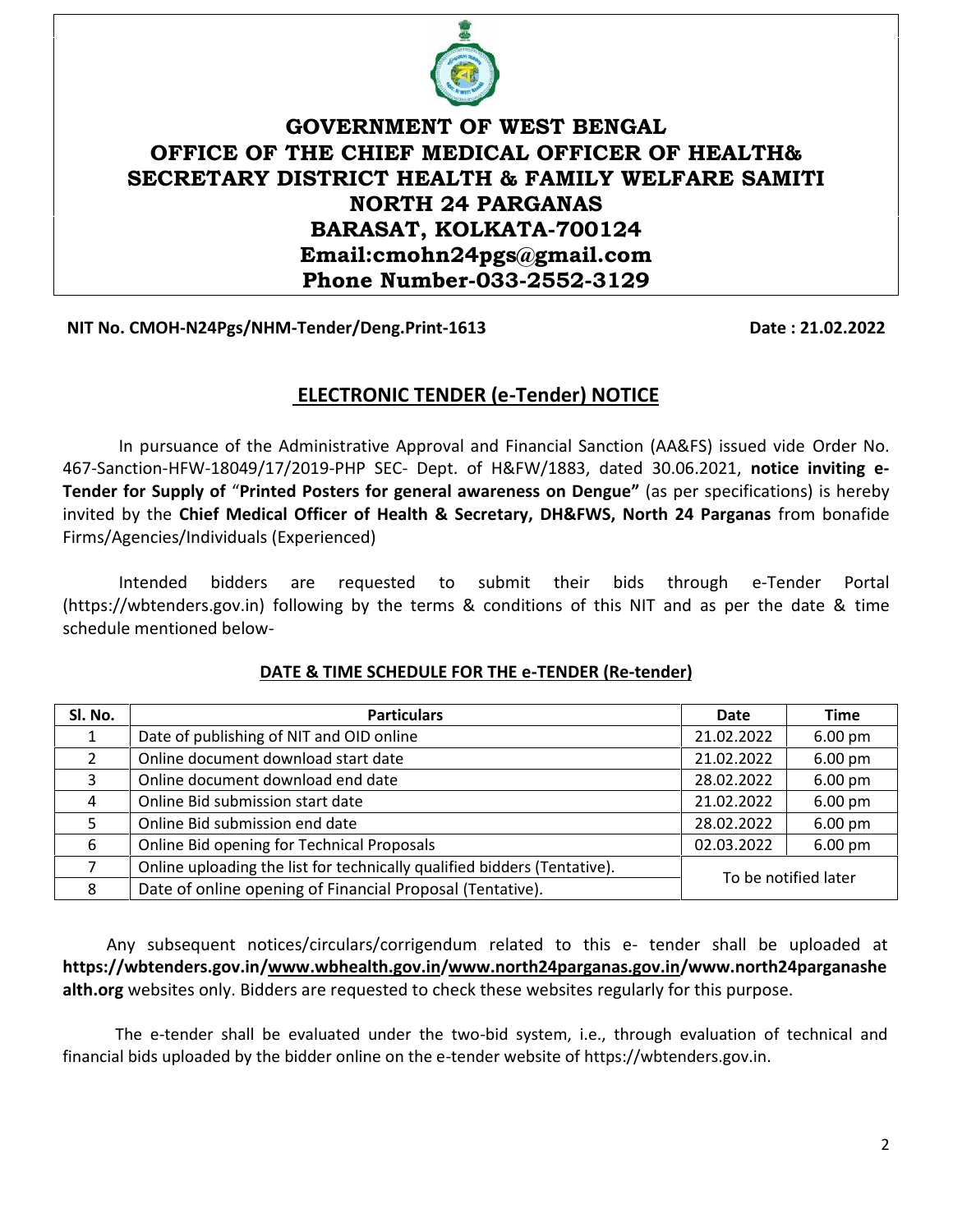# GOVERNMENT OF WEST BENGAL
# OFFICE OF THE CHIEF MEDICAL OFFICER OF HEALTH& SECRETARY DISTRICT HEALTH & FAMILY WELFARE SAMITI NORTH 24 PARGANAS BARASAT, KOLKATA-700124

**Email:cmohn24pgs@gmail.com**
**Phone Number-033-2552-3129**

**NIT No. CMOH-N24Pgs/NHM-Tender/Deng.Print-1613** **Date : 21.02.2022**

## ELECTRONIC TENDER (e-Tender) NOTICE

In pursuance of the Administrative Approval and Financial Sanction (AA&FS) issued vide Order No. 467-Sanction-HFW-18049/17/2019-PHP SEC- Dept. of H&FW/1883, dated 30.06.2021, **notice inviting e-Tender for Supply of** "**Printed Posters for general awareness on Dengue"** (as per specifications) is hereby invited by the **Chief Medical Officer of Health & Secretary, DH&FWS, North 24 Parganas** from bonafide Firms/Agencies/Individuals (Experienced)

Intended bidders are requested to submit their bids through e-Tender Portal (https://wbtenders.gov.in) following by the terms & conditions of this NIT and as per the date & time schedule mentioned below-

### DATE & TIME SCHEDULE FOR THE e-TENDER (Re-tender)

| Sl. No. | Particulars | Date | Time |
|---|---|---|---|
| 1 | Date of publishing of NIT and OID online | 21.02.2022 | 6.00 pm |
| 2 | Online document download start date | 21.02.2022 | 6.00 pm |
| 3 | Online document download end date | 28.02.2022 | 6.00 pm |
| 4 | Online Bid submission start date | 21.02.2022 | 6.00 pm |
| 5 | Online Bid submission end date | 28.02.2022 | 6.00 pm |
| 6 | Online Bid opening for Technical Proposals | 02.03.2022 | 6.00 pm |
| 7 | Online uploading the list for technically qualified bidders (Tentative). | To be notified later | |
| 8 | Date of online opening of Financial Proposal (Tentative). | | |

Any subsequent notices/circulars/corrigendum related to this e- tender shall be uploaded at **https://wbtenders.gov.in/www.wbhealth.gov.in/www.north24parganas.gov.in/www.north24parganashealth.org** websites only. Bidders are requested to check these websites regularly for this purpose.

The e-tender shall be evaluated under the two-bid system, i.e., through evaluation of technical and financial bids uploaded by the bidder online on the e-tender website of https://wbtenders.gov.in.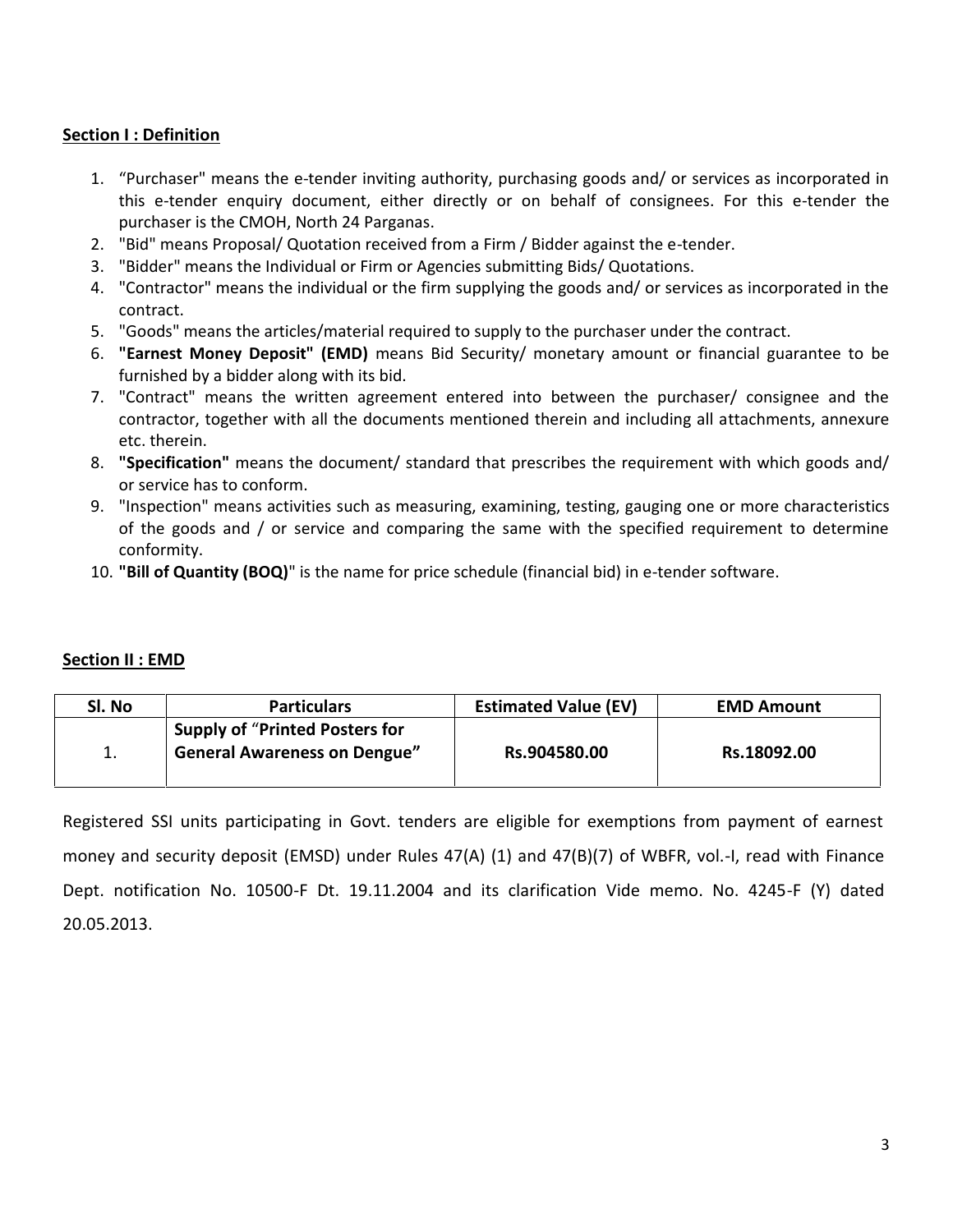## Section I : Definition

1. "Purchaser" means the e-tender inviting authority, purchasing goods and/ or services as incorporated in this e-tender enquiry document, either directly or on behalf of consignees. For this e-tender the purchaser is the CMOH, North 24 Parganas.
2. "Bid" means Proposal/ Quotation received from a Firm / Bidder against the e-tender.
3. "Bidder" means the Individual or Firm or Agencies submitting Bids/ Quotations.
4. "Contractor" means the individual or the firm supplying the goods and/ or services as incorporated in the contract.
5. "Goods" means the articles/material required to supply to the purchaser under the contract.
6. **"Earnest Money Deposit" (EMD)** means Bid Security/ monetary amount or financial guarantee to be furnished by a bidder along with its bid.
7. "Contract" means the written agreement entered into between the purchaser/ consignee and the contractor, together with all the documents mentioned therein and including all attachments, annexure etc. therein.
8. **"Specification"** means the document/ standard that prescribes the requirement with which goods and/ or service has to conform.
9. "Inspection" means activities such as measuring, examining, testing, gauging one or more characteristics of the goods and / or service and comparing the same with the specified requirement to determine conformity.
10. **"Bill of Quantity (BOQ)"** is the name for price schedule (financial bid) in e-tender software.

## Section II : EMD

| Sl. No | Particulars | Estimated Value (EV) | EMD Amount |
|---|---|---|---|
| 1. | **Supply of "Printed Posters for General Awareness on Dengue"** | **Rs.904580.00** | **Rs.18092.00** |

Registered SSI units participating in Govt. tenders are eligible for exemptions from payment of earnest money and security deposit (EMSD) under Rules 47(A) (1) and 47(B)(7) of WBFR, vol.-I, read with Finance Dept. notification No. 10500-F Dt. 19.11.2004 and its clarification Vide memo. No. 4245-F (Y) dated 20.05.2013.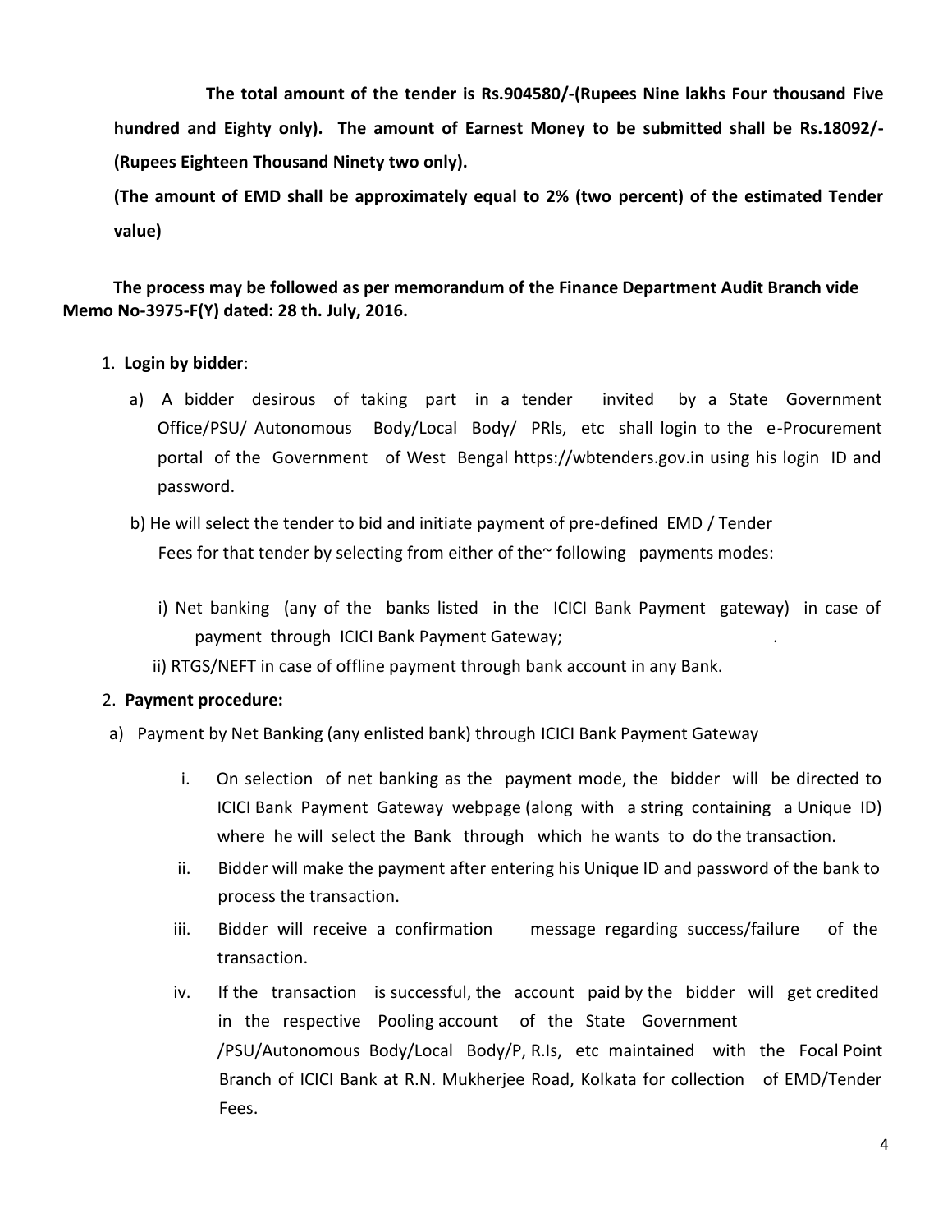**The total amount of the tender is Rs.904580/-(Rupees Nine lakhs Four thousand Five hundred and Eighty only). The amount of Earnest Money to be submitted shall be Rs.18092/- (Rupees Eighteen Thousand Ninety two only).**

**(The amount of EMD shall be approximately equal to 2% (two percent) of the estimated Tender value)**

**The process may be followed as per memorandum of the Finance Department Audit Branch vide Memo No-3975-F(Y) dated: 28 th. July, 2016.**

1. **Login by bidder**:

   a) A bidder desirous of taking part in a tender invited by a State Government Office/PSU/ Autonomous Body/Local Body/ PRls, etc shall login to the e-Procurement portal of the Government of West Bengal https://wbtenders.gov.in using his login ID and password.

   b) He will select the tender to bid and initiate payment of pre-defined EMD / Tender Fees for that tender by selecting from either of the~ following payments modes:

      i) Net banking (any of the banks listed in the ICICI Bank Payment gateway) in case of payment through ICICI Bank Payment Gateway; .

      ii) RTGS/NEFT in case of offline payment through bank account in any Bank.

2. **Payment procedure:**

   a) Payment by Net Banking (any enlisted bank) through ICICI Bank Payment Gateway

      i. On selection of net banking as the payment mode, the bidder will be directed to ICICI Bank Payment Gateway webpage (along with a string containing a Unique ID) where he will select the Bank through which he wants to do the transaction.

      ii. Bidder will make the payment after entering his Unique ID and password of the bank to process the transaction.

      iii. Bidder will receive a confirmation message regarding success/failure of the transaction.

      iv. If the transaction is successful, the account paid by the bidder will get credited in the respective Pooling account of the State Government /PSU/Autonomous Body/Local Body/P, R.Is, etc maintained with the Focal Point Branch of ICICI Bank at R.N. Mukherjee Road, Kolkata for collection of EMD/Tender Fees.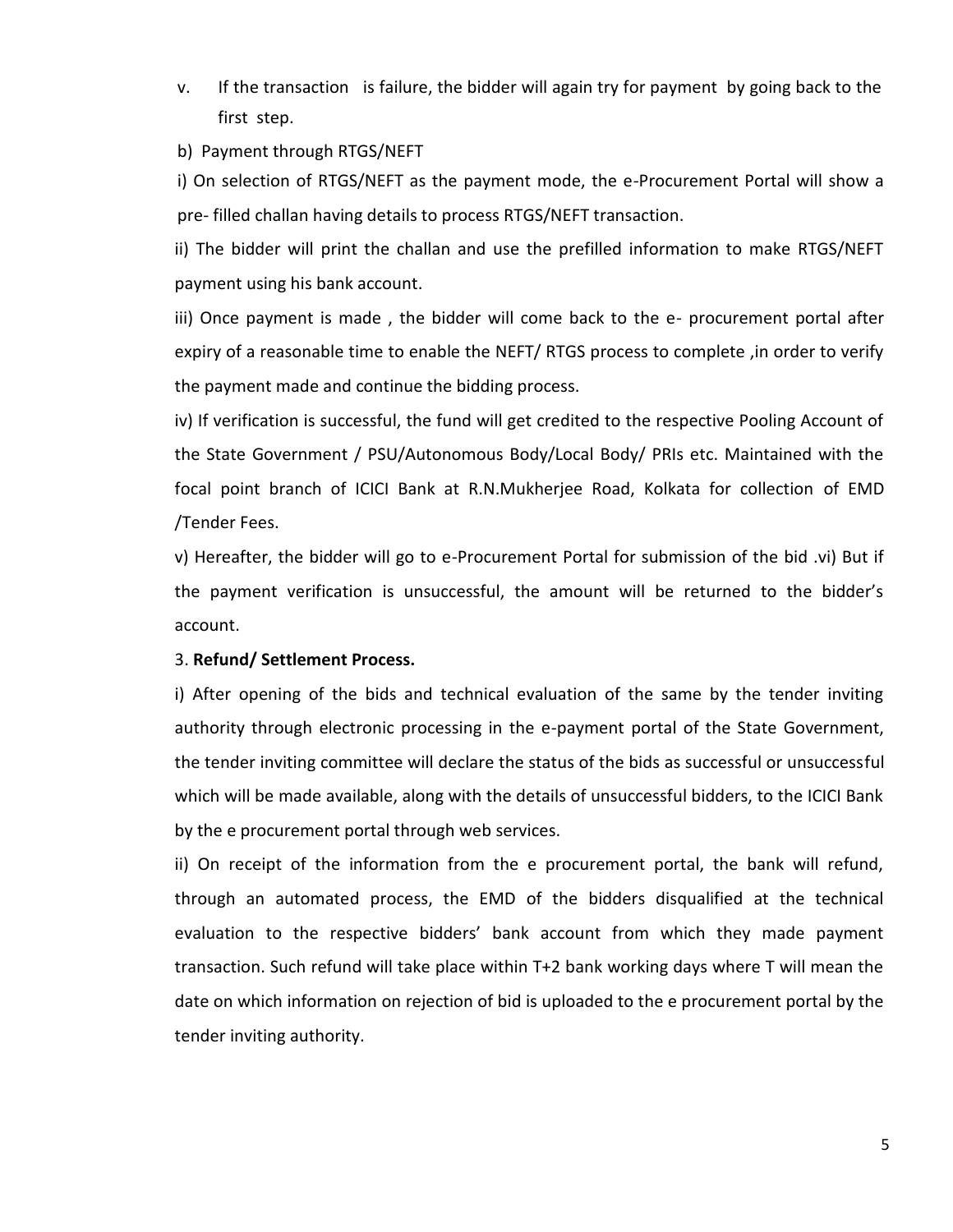v. If the transaction is failure, the bidder will again try for payment by going back to the first step.

b) Payment through RTGS/NEFT

i) On selection of RTGS/NEFT as the payment mode, the e-Procurement Portal will show a pre- filled challan having details to process RTGS/NEFT transaction.

ii) The bidder will print the challan and use the prefilled information to make RTGS/NEFT payment using his bank account.

iii) Once payment is made , the bidder will come back to the e- procurement portal after expiry of a reasonable time to enable the NEFT/ RTGS process to complete ,in order to verify the payment made and continue the bidding process.

iv) If verification is successful, the fund will get credited to the respective Pooling Account of the State Government / PSU/Autonomous Body/Local Body/ PRIs etc. Maintained with the focal point branch of ICICI Bank at R.N.Mukherjee Road, Kolkata for collection of EMD /Tender Fees.

v) Hereafter, the bidder will go to e-Procurement Portal for submission of the bid .vi) But if the payment verification is unsuccessful, the amount will be returned to the bidder's account.

3. **Refund/ Settlement Process.**

i) After opening of the bids and technical evaluation of the same by the tender inviting authority through electronic processing in the e-payment portal of the State Government, the tender inviting committee will declare the status of the bids as successful or unsuccessful which will be made available, along with the details of unsuccessful bidders, to the ICICI Bank by the e procurement portal through web services.

ii) On receipt of the information from the e procurement portal, the bank will refund, through an automated process, the EMD of the bidders disqualified at the technical evaluation to the respective bidders' bank account from which they made payment transaction. Such refund will take place within T+2 bank working days where T will mean the date on which information on rejection of bid is uploaded to the e procurement portal by the tender inviting authority.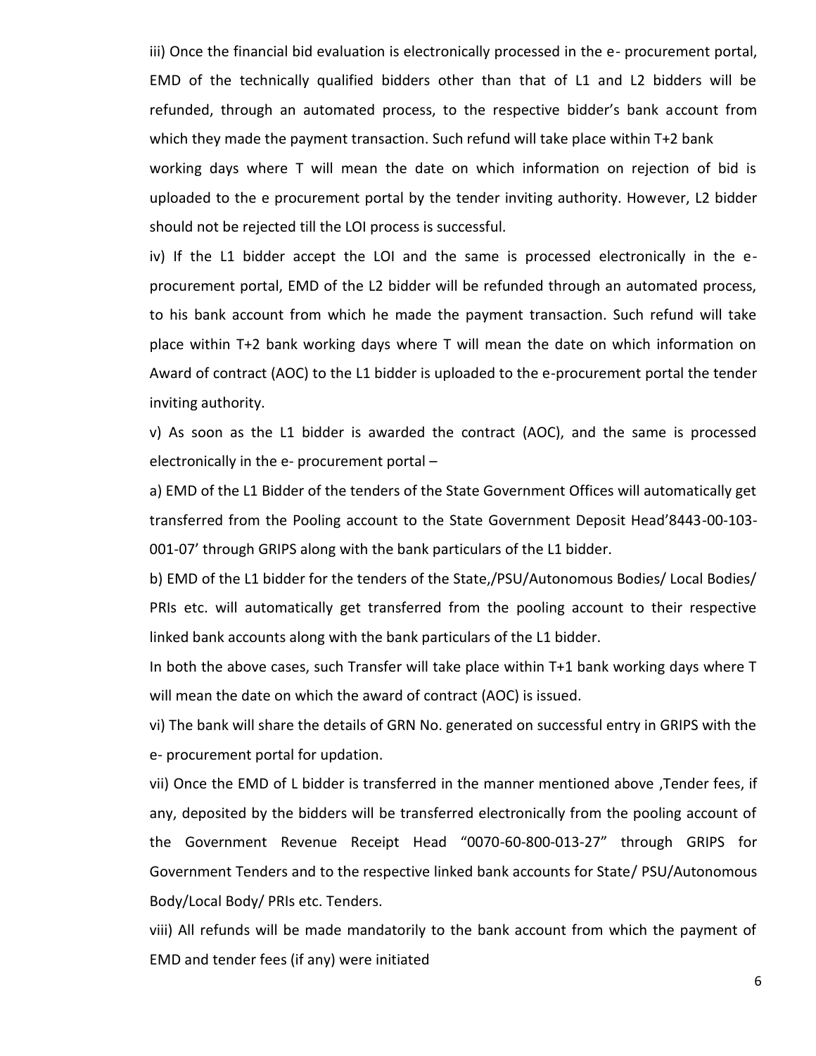iii) Once the financial bid evaluation is electronically processed in the e- procurement portal, EMD of the technically qualified bidders other than that of L1 and L2 bidders will be refunded, through an automated process, to the respective bidder's bank account from which they made the payment transaction. Such refund will take place within T+2 bank working days where T will mean the date on which information on rejection of bid is uploaded to the e procurement portal by the tender inviting authority. However, L2 bidder should not be rejected till the LOI process is successful.

iv) If the L1 bidder accept the LOI and the same is processed electronically in the e-procurement portal, EMD of the L2 bidder will be refunded through an automated process, to his bank account from which he made the payment transaction. Such refund will take place within T+2 bank working days where T will mean the date on which information on Award of contract (AOC) to the L1 bidder is uploaded to the e-procurement portal the tender inviting authority.

v) As soon as the L1 bidder is awarded the contract (AOC), and the same is processed electronically in the e- procurement portal –

a) EMD of the L1 Bidder of the tenders of the State Government Offices will automatically get transferred from the Pooling account to the State Government Deposit Head'8443-00-103-001-07' through GRIPS along with the bank particulars of the L1 bidder.

b) EMD of the L1 bidder for the tenders of the State,/PSU/Autonomous Bodies/ Local Bodies/ PRIs etc. will automatically get transferred from the pooling account to their respective linked bank accounts along with the bank particulars of the L1 bidder.

In both the above cases, such Transfer will take place within T+1 bank working days where T will mean the date on which the award of contract (AOC) is issued.

vi) The bank will share the details of GRN No. generated on successful entry in GRIPS with the e- procurement portal for updation.

vii) Once the EMD of L bidder is transferred in the manner mentioned above ,Tender fees, if any, deposited by the bidders will be transferred electronically from the pooling account of the Government Revenue Receipt Head "0070-60-800-013-27" through GRIPS for Government Tenders and to the respective linked bank accounts for State/ PSU/Autonomous Body/Local Body/ PRIs etc. Tenders.

viii) All refunds will be made mandatorily to the bank account from which the payment of EMD and tender fees (if any) were initiated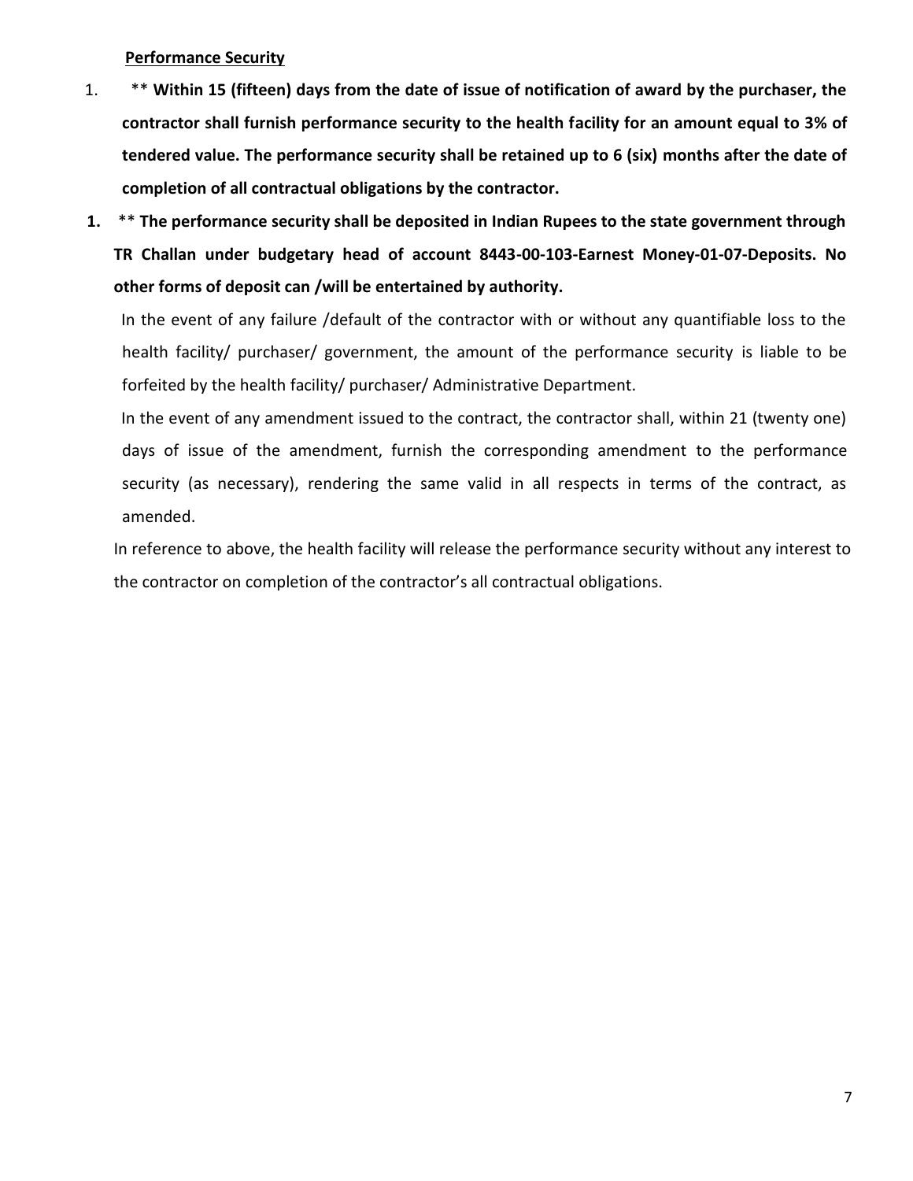**Performance Security**

1. ** **Within 15 (fifteen) days from the date of issue of notification of award by the purchaser, the contractor shall furnish performance security to the health facility for an amount equal to 3% of tendered value. The performance security shall be retained up to 6 (six) months after the date of completion of all contractual obligations by the contractor.**

1. ** **The performance security shall be deposited in Indian Rupees to the state government through TR Challan under budgetary head of account 8443-00-103-Earnest Money-01-07-Deposits. No other forms of deposit can /will be entertained by authority.**

   In the event of any failure /default of the contractor with or without any quantifiable loss to the health facility/ purchaser/ government, the amount of the performance security is liable to be forfeited by the health facility/ purchaser/ Administrative Department.

   In the event of any amendment issued to the contract, the contractor shall, within 21 (twenty one) days of issue of the amendment, furnish the corresponding amendment to the performance security (as necessary), rendering the same valid in all respects in terms of the contract, as amended.

   In reference to above, the health facility will release the performance security without any interest to the contractor on completion of the contractor's all contractual obligations.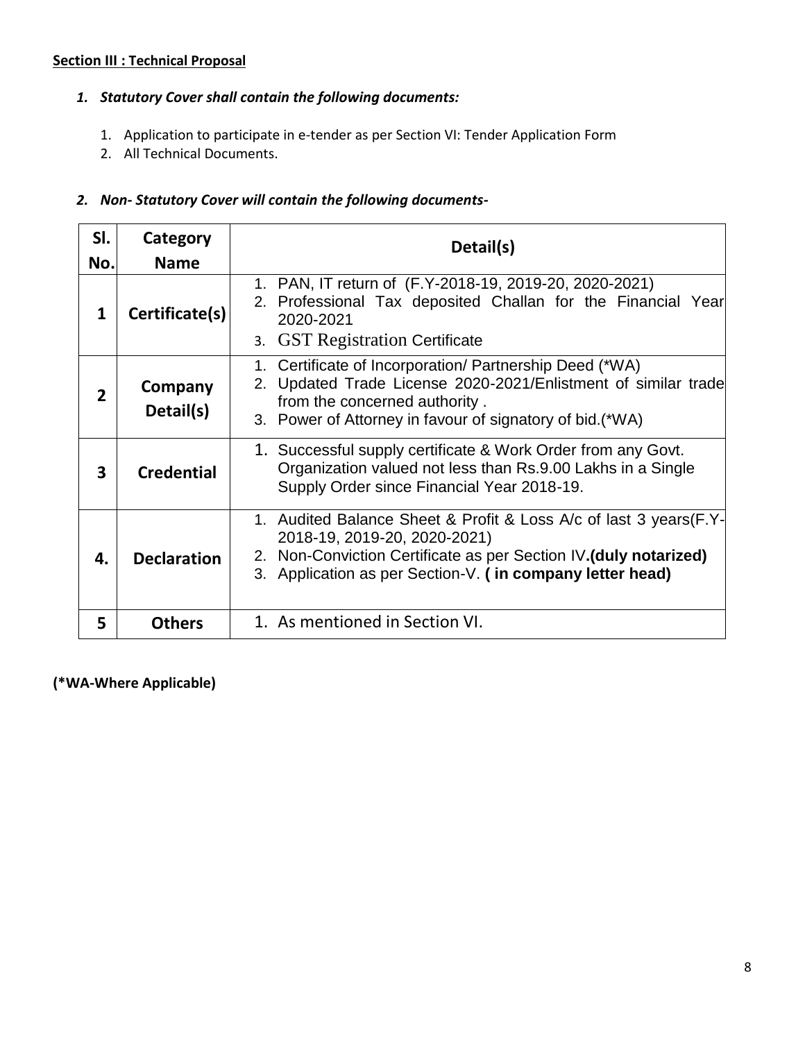**Section III : Technical Proposal**

1. ***Statutory Cover shall contain the following documents:***

    1. Application to participate in e-tender as per Section VI: Tender Application Form
    2. All Technical Documents.

2. ***Non- Statutory Cover will contain the following documents-***

| Sl. No. | Category Name | Detail(s) |
|---|---|---|
| 1 | Certificate(s) | 1. PAN, IT return of (F.Y-2018-19, 2019-20, 2020-2021)<br>2. Professional Tax deposited Challan for the Financial Year 2020-2021<br>3. GST Registration Certificate |
| 2 | Company Detail(s) | 1. Certificate of Incorporation/ Partnership Deed (*WA)<br>2. Updated Trade License 2020-2021/Enlistment of similar trade from the concerned authority .<br>3. Power of Attorney in favour of signatory of bid.(*WA) |
| 3 | Credential | 1. Successful supply certificate & Work Order from any Govt. Organization valued not less than Rs.9.00 Lakhs in a Single Supply Order since Financial Year 2018-19. |
| 4. | Declaration | 1. Audited Balance Sheet & Profit & Loss A/c of last 3 years(F.Y-2018-19, 2019-20, 2020-2021)<br>2. Non-Conviction Certificate as per Section IV**.(duly notarized)**<br>3. Application as per Section-V. **( in company letter head)** |
| 5 | Others | 1. As mentioned in Section VI. |

**(*WA-Where Applicable)**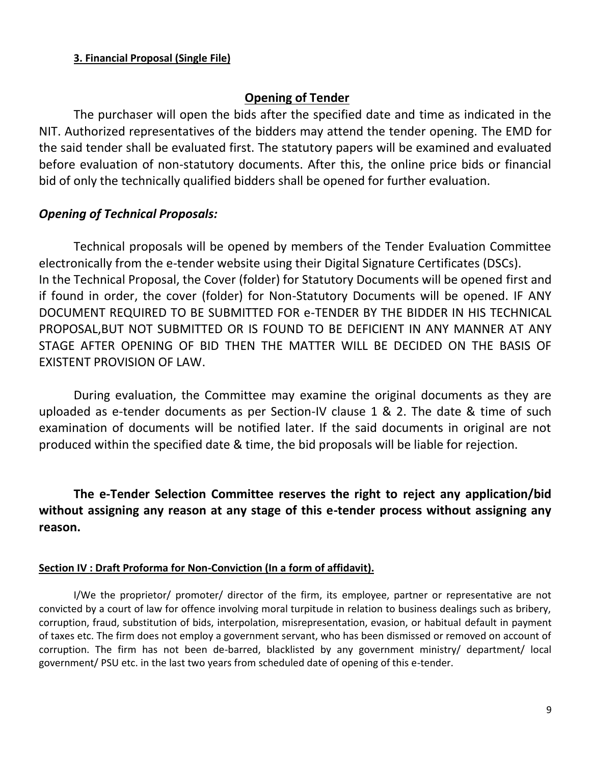**3. Financial Proposal (Single File)**

## Opening of Tender

The purchaser will open the bids after the specified date and time as indicated in the NIT. Authorized representatives of the bidders may attend the tender opening. The EMD for the said tender shall be evaluated first. The statutory papers will be examined and evaluated before evaluation of non-statutory documents. After this, the online price bids or financial bid of only the technically qualified bidders shall be opened for further evaluation.

### *Opening of Technical Proposals:*

Technical proposals will be opened by members of the Tender Evaluation Committee electronically from the e-tender website using their Digital Signature Certificates (DSCs).
In the Technical Proposal, the Cover (folder) for Statutory Documents will be opened first and if found in order, the cover (folder) for Non-Statutory Documents will be opened. IF ANY DOCUMENT REQUIRED TO BE SUBMITTED FOR e-TENDER BY THE BIDDER IN HIS TECHNICAL PROPOSAL,BUT NOT SUBMITTED OR IS FOUND TO BE DEFICIENT IN ANY MANNER AT ANY STAGE AFTER OPENING OF BID THEN THE MATTER WILL BE DECIDED ON THE BASIS OF EXISTENT PROVISION OF LAW.

During evaluation, the Committee may examine the original documents as they are uploaded as e-tender documents as per Section-IV clause 1 & 2. The date & time of such examination of documents will be notified later. If the said documents in original are not produced within the specified date & time, the bid proposals will be liable for rejection.

**The e-Tender Selection Committee reserves the right to reject any application/bid without assigning any reason at any stage of this e-tender process without assigning any reason.**

**Section IV : Draft Proforma for Non-Conviction (In a form of affidavit).**

I/We the proprietor/ promoter/ director of the firm, its employee, partner or representative are not convicted by a court of law for offence involving moral turpitude in relation to business dealings such as bribery, corruption, fraud, substitution of bids, interpolation, misrepresentation, evasion, or habitual default in payment of taxes etc. The firm does not employ a government servant, who has been dismissed or removed on account of corruption. The firm has not been de-barred, blacklisted by any government ministry/ department/ local government/ PSU etc. in the last two years from scheduled date of opening of this e-tender.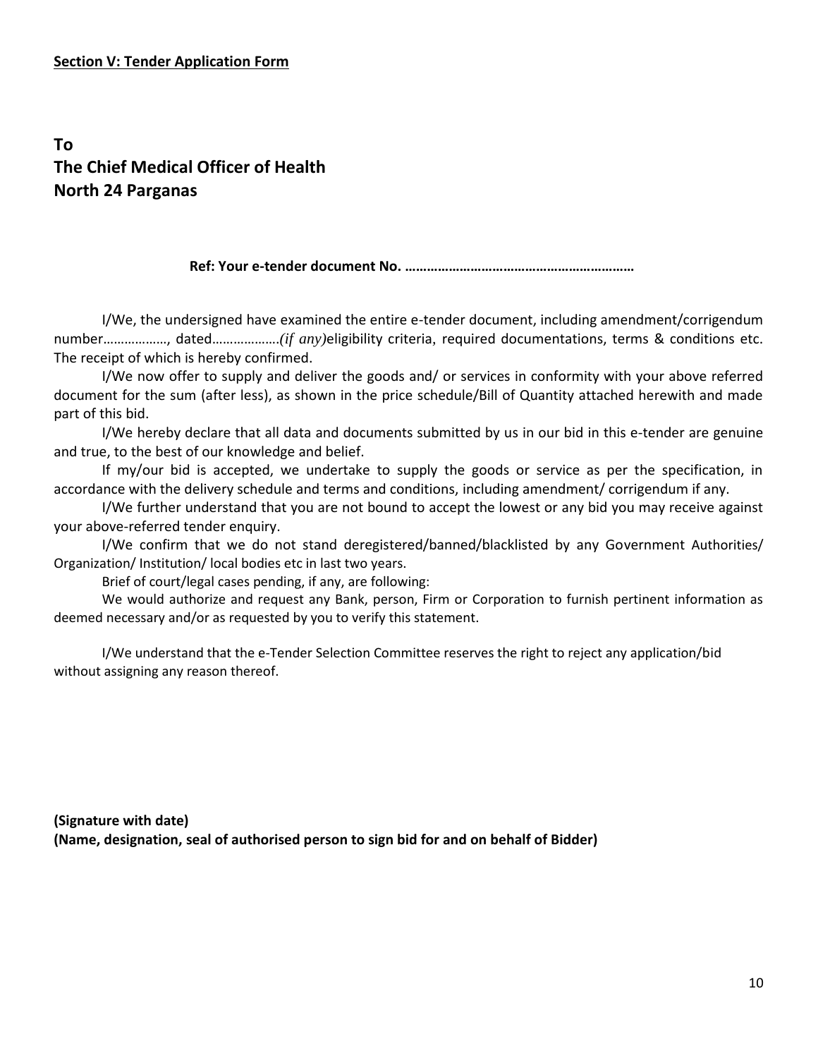**Section V: Tender Application Form**

**To**
**The Chief Medical Officer of Health**
**North 24 Parganas**

**Ref: Your e-tender document No. ……………………………………………………**

I/We, the undersigned have examined the entire e-tender document, including amendment/corrigendum number………………, dated………………*(if any)*eligibility criteria, required documentations, terms & conditions etc. The receipt of which is hereby confirmed.

I/We now offer to supply and deliver the goods and/ or services in conformity with your above referred document for the sum (after less), as shown in the price schedule/Bill of Quantity attached herewith and made part of this bid.

I/We hereby declare that all data and documents submitted by us in our bid in this e-tender are genuine and true, to the best of our knowledge and belief.

If my/our bid is accepted, we undertake to supply the goods or service as per the specification, in accordance with the delivery schedule and terms and conditions, including amendment/ corrigendum if any.

I/We further understand that you are not bound to accept the lowest or any bid you may receive against your above-referred tender enquiry.

I/We confirm that we do not stand deregistered/banned/blacklisted by any Government Authorities/ Organization/ Institution/ local bodies etc in last two years.

Brief of court/legal cases pending, if any, are following:

We would authorize and request any Bank, person, Firm or Corporation to furnish pertinent information as deemed necessary and/or as requested by you to verify this statement.

I/We understand that the e-Tender Selection Committee reserves the right to reject any application/bid without assigning any reason thereof.

**(Signature with date)**
**(Name, designation, seal of authorised person to sign bid for and on behalf of Bidder)**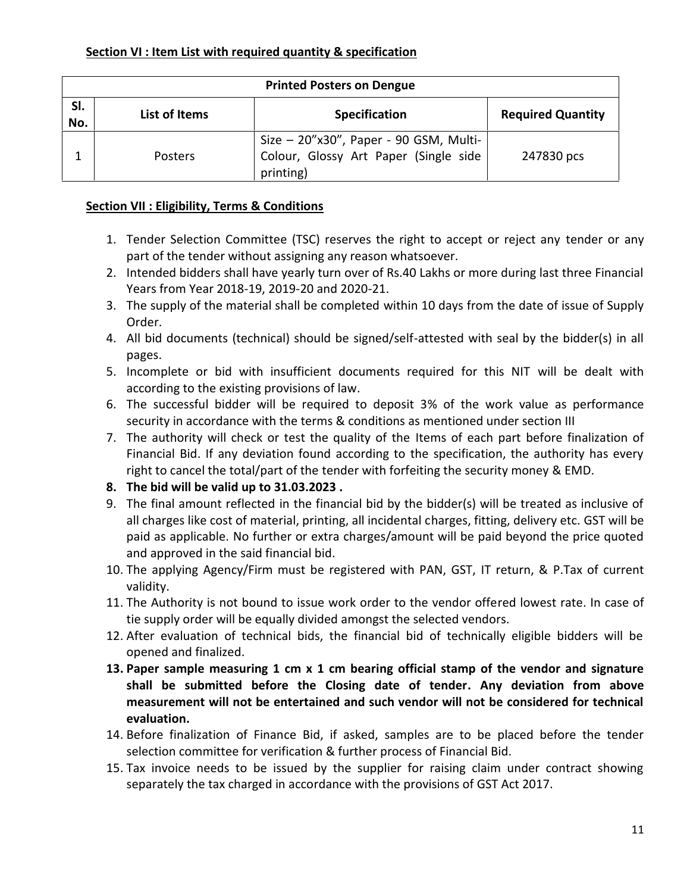**Section VI : Item List with required quantity & specification**

| Printed Posters on Dengue | | | |
|---|---|---|---|
| Sl. No. | List of Items | Specification | Required Quantity |
| 1 | Posters | Size – 20"x30", Paper - 90 GSM, Multi-Colour, Glossy Art Paper (Single side printing) | 247830 pcs |

**Section VII : Eligibility, Terms & Conditions**

1. Tender Selection Committee (TSC) reserves the right to accept or reject any tender or any part of the tender without assigning any reason whatsoever.
2. Intended bidders shall have yearly turn over of Rs.40 Lakhs or more during last three Financial Years from Year 2018-19, 2019-20 and 2020-21.
3. The supply of the material shall be completed within 10 days from the date of issue of Supply Order.
4. All bid documents (technical) should be signed/self-attested with seal by the bidder(s) in all pages.
5. Incomplete or bid with insufficient documents required for this NIT will be dealt with according to the existing provisions of law.
6. The successful bidder will be required to deposit 3% of the work value as performance security in accordance with the terms & conditions as mentioned under section III
7. The authority will check or test the quality of the Items of each part before finalization of Financial Bid. If any deviation found according to the specification, the authority has every right to cancel the total/part of the tender with forfeiting the security money & EMD.
8. **The bid will be valid up to 31.03.2023 .**
9. The final amount reflected in the financial bid by the bidder(s) will be treated as inclusive of all charges like cost of material, printing, all incidental charges, fitting, delivery etc. GST will be paid as applicable. No further or extra charges/amount will be paid beyond the price quoted and approved in the said financial bid.
10. The applying Agency/Firm must be registered with PAN, GST, IT return, & P.Tax of current validity.
11. The Authority is not bound to issue work order to the vendor offered lowest rate. In case of tie supply order will be equally divided amongst the selected vendors.
12. After evaluation of technical bids, the financial bid of technically eligible bidders will be opened and finalized.
13. **Paper sample measuring 1 cm x 1 cm bearing official stamp of the vendor and signature shall be submitted before the Closing date of tender. Any deviation from above measurement will not be entertained and such vendor will not be considered for technical evaluation.**
14. Before finalization of Finance Bid, if asked, samples are to be placed before the tender selection committee for verification & further process of Financial Bid.
15. Tax invoice needs to be issued by the supplier for raising claim under contract showing separately the tax charged in accordance with the provisions of GST Act 2017.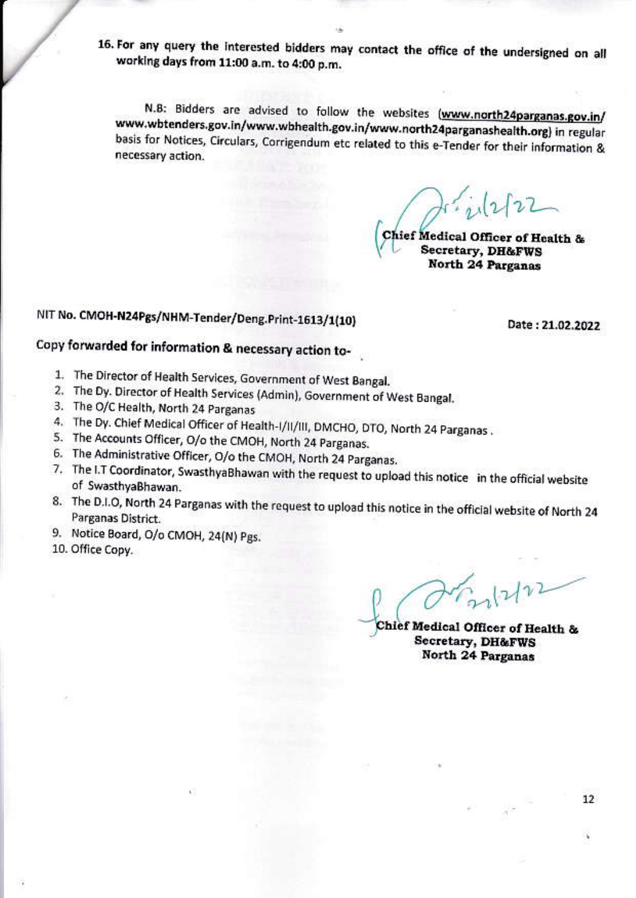16. For any query the interested bidders may contact the office of the undersigned on all working days from 11:00 a.m. to 4:00 p.m.

N.B: Bidders are advised to follow the websites (www.north24parganas.gov.in/ www.wbtenders.gov.in/www.wbhealth.gov.in/www.north24parganashealth.org) in regular basis for Notices, Circulars, Corrigendum etc related to this e-Tender for their information & necessary action.

Sd/- 21/2/22

**Chief Medical Officer of Health & Secretary, DH&FWS North 24 Parganas**

NIT No. CMOH-N24Pgs/NHM-Tender/Deng.Print-1613/1(10)

Date : 21.02.2022

Copy forwarded for information & necessary action to-

1. The Director of Health Services, Government of West Bengal.
2. The Dy. Director of Health Services (Admin), Government of West Bengal.
3. The O/C Health, North 24 Parganas
4. The Dy. Chief Medical Officer of Health-I/II/III, DMCHO, DTO, North 24 Parganas .
5. The Accounts Officer, O/o the CMOH, North 24 Parganas.
6. The Administrative Officer, O/o the CMOH, North 24 Parganas.
7. The I.T Coordinator, SwasthyaBhawan with the request to upload this notice in the official website of SwasthyaBhawan.
8. The D.I.O, North 24 Parganas with the request to upload this notice in the official website of North 24 Parganas District.
9. Notice Board, O/o CMOH, 24(N) Pgs.
10. Office Copy.

Sd/- 21/2/22

**Chief Medical Officer of Health & Secretary, DH&FWS North 24 Parganas**